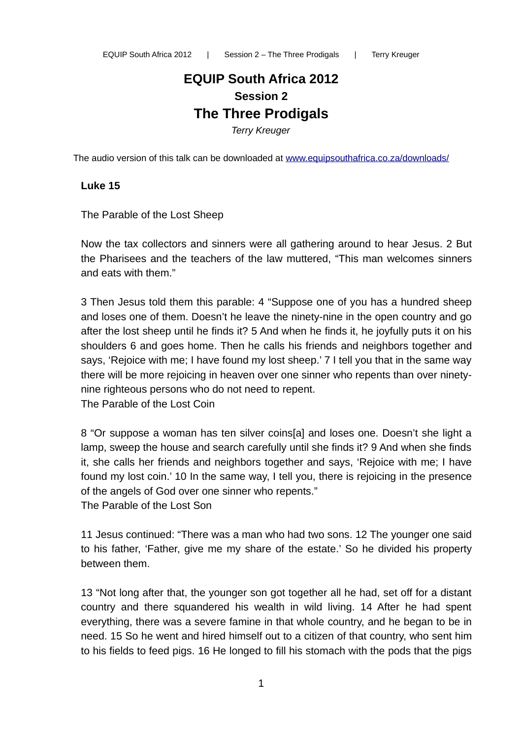# EQUIP South Africa 2012

## Session 2

# The Three Prodigals

*Terry Kreuger*

The audio version of this talk can be downloaded at [www.equipsouthafrica.co.za/downloads/](http://www.equipsouthafrica.co.za/downloads/)

**Luke 15**

The Parable of the Lost Sheep

Now the tax collectors and sinners were all gathering around to hear Jesus. 2 But the Pharisees and the teachers of the law muttered, "This man welcomes sinners and eats with them."

3 Then Jesus told them this parable: 4 "Suppose one of you has a hundred sheep and loses one of them. Doesn't he leave the ninety-nine in the open country and go after the lost sheep until he finds it? 5 And when he finds it, he joyfully puts it on his shoulders 6 and goes home. Then he calls his friends and neighbors together and says, 'Rejoice with me; I have found my lost sheep.' 7 I tell you that in the same way there will be more rejoicing in heaven over one sinner who repents than over ninety-nine righteous persons who do not need to repent.
The Parable of the Lost Coin

8 "Or suppose a woman has ten silver coins[a] and loses one. Doesn't she light a lamp, sweep the house and search carefully until she finds it? 9 And when she finds it, she calls her friends and neighbors together and says, 'Rejoice with me; I have found my lost coin.' 10 In the same way, I tell you, there is rejoicing in the presence of the angels of God over one sinner who repents."
The Parable of the Lost Son

11 Jesus continued: "There was a man who had two sons. 12 The younger one said to his father, 'Father, give me my share of the estate.' So he divided his property between them.

13 "Not long after that, the younger son got together all he had, set off for a distant country and there squandered his wealth in wild living. 14 After he had spent everything, there was a severe famine in that whole country, and he began to be in need. 15 So he went and hired himself out to a citizen of that country, who sent him to his fields to feed pigs. 16 He longed to fill his stomach with the pods that the pigs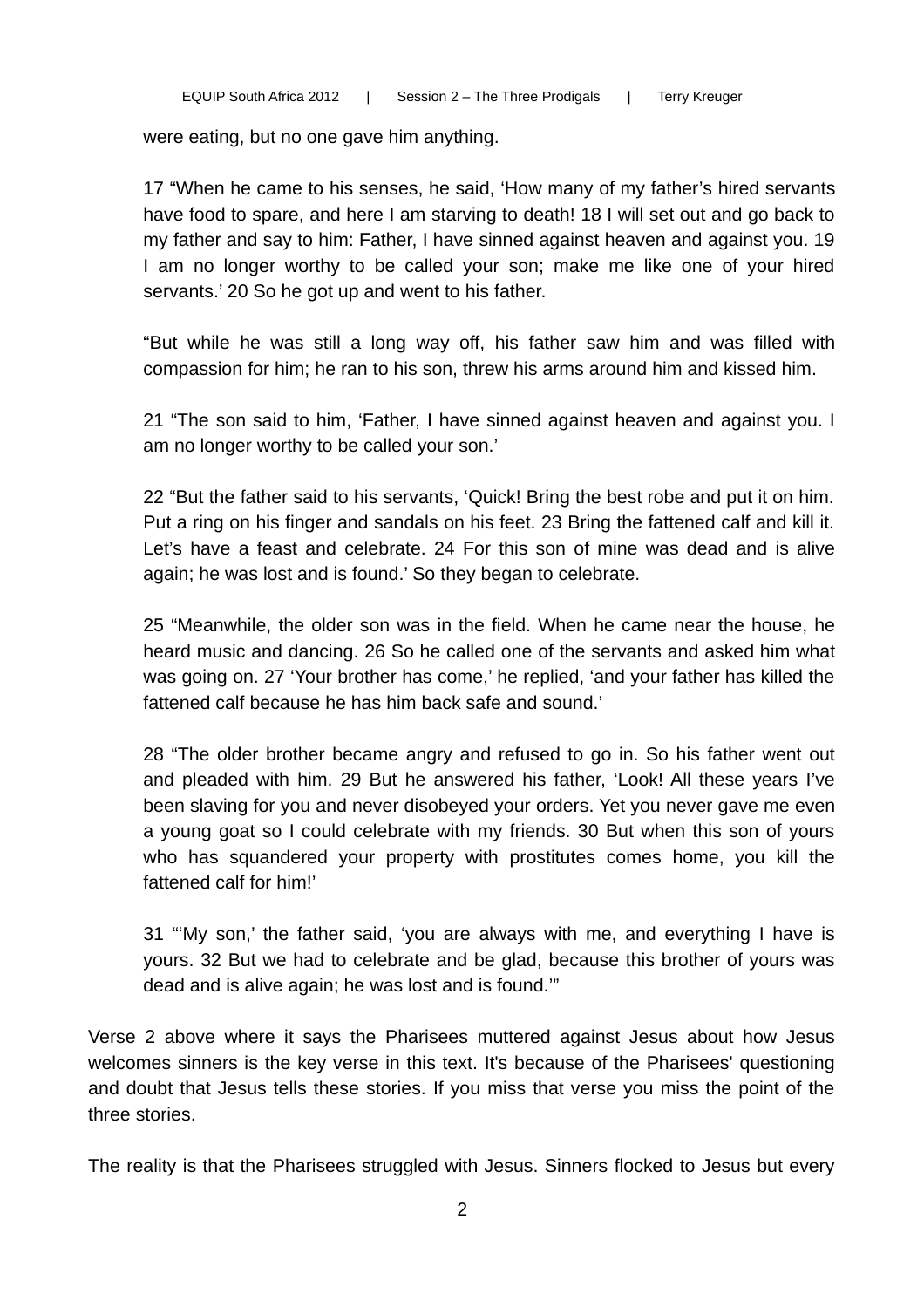were eating, but no one gave him anything.

> 17 “When he came to his senses, he said, ‘How many of my father’s hired servants have food to spare, and here I am starving to death! 18 I will set out and go back to my father and say to him: Father, I have sinned against heaven and against you. 19 I am no longer worthy to be called your son; make me like one of your hired servants.’ 20 So he got up and went to his father.
>
> “But while he was still a long way off, his father saw him and was filled with compassion for him; he ran to his son, threw his arms around him and kissed him.
>
> 21 “The son said to him, ‘Father, I have sinned against heaven and against you. I am no longer worthy to be called your son.’
>
> 22 “But the father said to his servants, ‘Quick! Bring the best robe and put it on him. Put a ring on his finger and sandals on his feet. 23 Bring the fattened calf and kill it. Let’s have a feast and celebrate. 24 For this son of mine was dead and is alive again; he was lost and is found.’ So they began to celebrate.
>
> 25 “Meanwhile, the older son was in the field. When he came near the house, he heard music and dancing. 26 So he called one of the servants and asked him what was going on. 27 ‘Your brother has come,’ he replied, ‘and your father has killed the fattened calf because he has him back safe and sound.’
>
> 28 “The older brother became angry and refused to go in. So his father went out and pleaded with him. 29 But he answered his father, ‘Look! All these years I’ve been slaving for you and never disobeyed your orders. Yet you never gave me even a young goat so I could celebrate with my friends. 30 But when this son of yours who has squandered your property with prostitutes comes home, you kill the fattened calf for him!’
>
> 31 “‘My son,’ the father said, ‘you are always with me, and everything I have is yours. 32 But we had to celebrate and be glad, because this brother of yours was dead and is alive again; he was lost and is found.’”

Verse 2 above where it says the Pharisees muttered against Jesus about how Jesus welcomes sinners is the key verse in this text. It's because of the Pharisees' questioning and doubt that Jesus tells these stories. If you miss that verse you miss the point of the three stories.

The reality is that the Pharisees struggled with Jesus. Sinners flocked to Jesus but every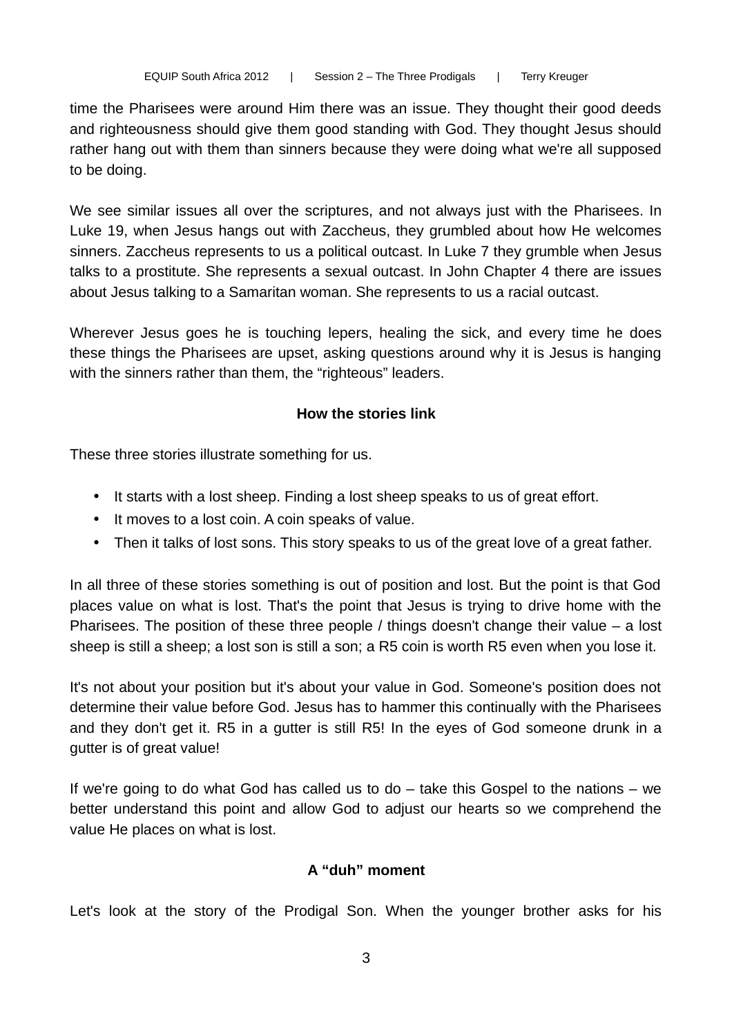time the Pharisees were around Him there was an issue. They thought their good deeds and righteousness should give them good standing with God. They thought Jesus should rather hang out with them than sinners because they were doing what we're all supposed to be doing.

We see similar issues all over the scriptures, and not always just with the Pharisees. In Luke 19, when Jesus hangs out with Zaccheus, they grumbled about how He welcomes sinners. Zaccheus represents to us a political outcast. In Luke 7 they grumble when Jesus talks to a prostitute. She represents a sexual outcast. In John Chapter 4 there are issues about Jesus talking to a Samaritan woman. She represents to us a racial outcast.

Wherever Jesus goes he is touching lepers, healing the sick, and every time he does these things the Pharisees are upset, asking questions around why it is Jesus is hanging with the sinners rather than them, the "righteous" leaders.

**How the stories link**

These three stories illustrate something for us.

- It starts with a lost sheep. Finding a lost sheep speaks to us of great effort.
- It moves to a lost coin. A coin speaks of value.
- Then it talks of lost sons. This story speaks to us of the great love of a great father.

In all three of these stories something is out of position and lost. But the point is that God places value on what is lost. That's the point that Jesus is trying to drive home with the Pharisees. The position of these three people / things doesn't change their value – a lost sheep is still a sheep; a lost son is still a son; a R5 coin is worth R5 even when you lose it.

It's not about your position but it's about your value in God. Someone's position does not determine their value before God. Jesus has to hammer this continually with the Pharisees and they don't get it. R5 in a gutter is still R5! In the eyes of God someone drunk in a gutter is of great value!

If we're going to do what God has called us to do – take this Gospel to the nations – we better understand this point and allow God to adjust our hearts so we comprehend the value He places on what is lost.

**A "duh" moment**

Let's look at the story of the Prodigal Son. When the younger brother asks for his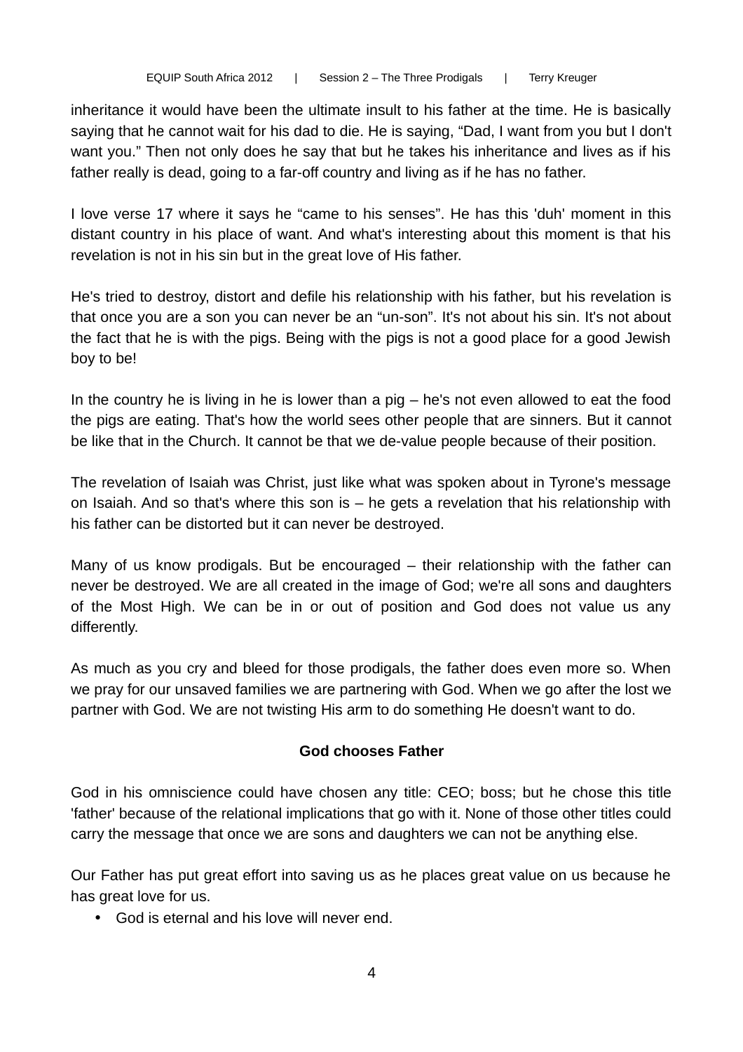inheritance it would have been the ultimate insult to his father at the time. He is basically saying that he cannot wait for his dad to die. He is saying, “Dad, I want from you but I don't want you.” Then not only does he say that but he takes his inheritance and lives as if his father really is dead, going to a far-off country and living as if he has no father.

I love verse 17 where it says he “came to his senses”. He has this 'duh' moment in this distant country in his place of want. And what's interesting about this moment is that his revelation is not in his sin but in the great love of His father.

He's tried to destroy, distort and defile his relationship with his father, but his revelation is that once you are a son you can never be an “un-son”. It's not about his sin. It's not about the fact that he is with the pigs. Being with the pigs is not a good place for a good Jewish boy to be!

In the country he is living in he is lower than a pig – he's not even allowed to eat the food the pigs are eating. That's how the world sees other people that are sinners. But it cannot be like that in the Church. It cannot be that we de-value people because of their position.

The revelation of Isaiah was Christ, just like what was spoken about in Tyrone's message on Isaiah. And so that's where this son is – he gets a revelation that his relationship with his father can be distorted but it can never be destroyed.

Many of us know prodigals. But be encouraged – their relationship with the father can never be destroyed. We are all created in the image of God; we're all sons and daughters of the Most High. We can be in or out of position and God does not value us any differently.

As much as you cry and bleed for those prodigals, the father does even more so. When we pray for our unsaved families we are partnering with God. When we go after the lost we partner with God. We are not twisting His arm to do something He doesn't want to do.

**God chooses Father**

God in his omniscience could have chosen any title: CEO; boss; but he chose this title 'father' because of the relational implications that go with it. None of those other titles could carry the message that once we are sons and daughters we can not be anything else.

Our Father has put great effort into saving us as he places great value on us because he has great love for us.

- God is eternal and his love will never end.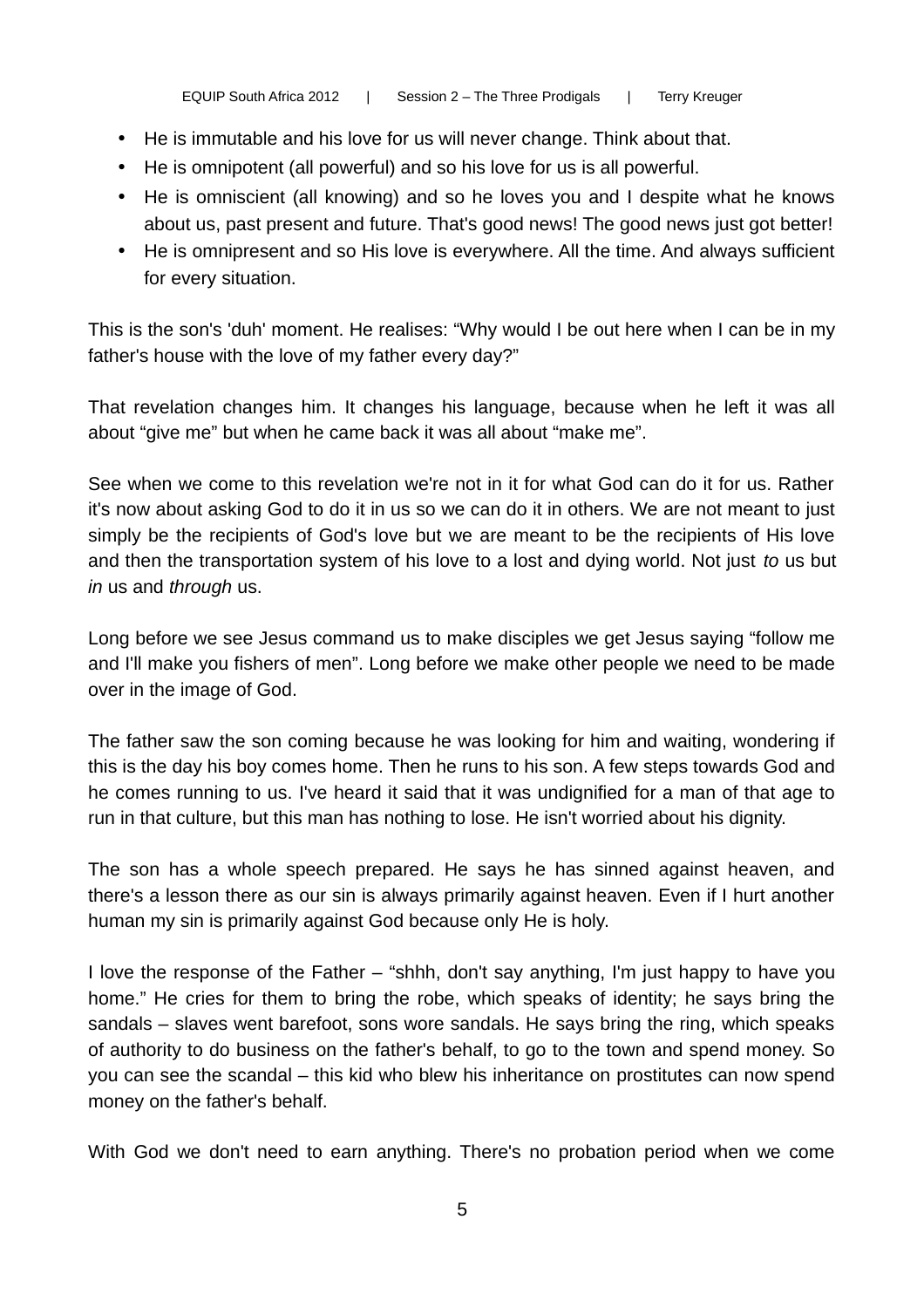- He is immutable and his love for us will never change. Think about that.
- He is omnipotent (all powerful) and so his love for us is all powerful.
- He is omniscient (all knowing) and so he loves you and I despite what he knows about us, past present and future. That's good news! The good news just got better!
- He is omnipresent and so His love is everywhere. All the time. And always sufficient for every situation.

This is the son's 'duh' moment. He realises: “Why would I be out here when I can be in my father's house with the love of my father every day?”

That revelation changes him. It changes his language, because when he left it was all about “give me” but when he came back it was all about “make me”.

See when we come to this revelation we're not in it for what God can do it for us. Rather it's now about asking God to do it in us so we can do it in others. We are not meant to just simply be the recipients of God's love but we are meant to be the recipients of His love and then the transportation system of his love to a lost and dying world. Not just *to* us but *in* us and *through* us.

Long before we see Jesus command us to make disciples we get Jesus saying “follow me and I'll make you fishers of men”. Long before we make other people we need to be made over in the image of God.

The father saw the son coming because he was looking for him and waiting, wondering if this is the day his boy comes home. Then he runs to his son. A few steps towards God and he comes running to us. I've heard it said that it was undignified for a man of that age to run in that culture, but this man has nothing to lose. He isn't worried about his dignity.

The son has a whole speech prepared. He says he has sinned against heaven, and there's a lesson there as our sin is always primarily against heaven. Even if I hurt another human my sin is primarily against God because only He is holy.

I love the response of the Father – “shhh, don't say anything, I'm just happy to have you home.” He cries for them to bring the robe, which speaks of identity; he says bring the sandals – slaves went barefoot, sons wore sandals. He says bring the ring, which speaks of authority to do business on the father's behalf, to go to the town and spend money. So you can see the scandal – this kid who blew his inheritance on prostitutes can now spend money on the father's behalf.

With God we don't need to earn anything. There's no probation period when we come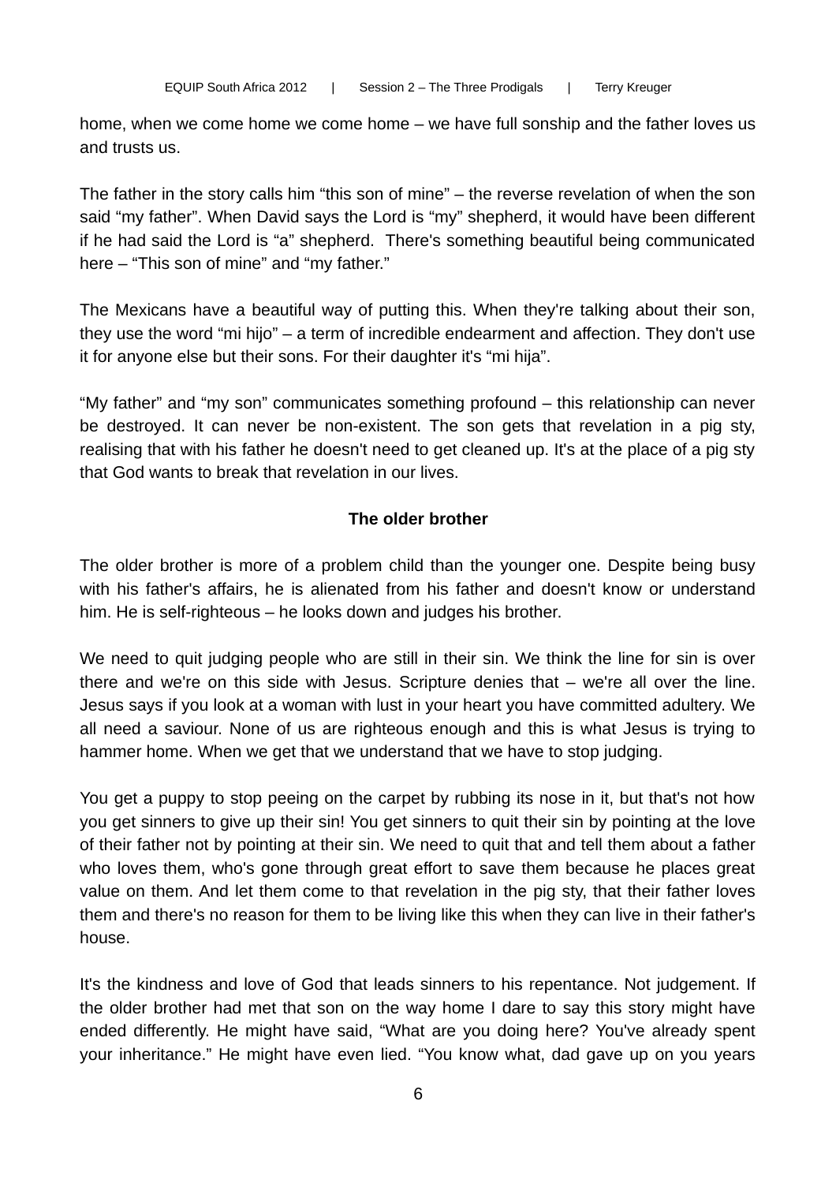home, when we come home we come home – we have full sonship and the father loves us and trusts us.

The father in the story calls him "this son of mine" – the reverse revelation of when the son said "my father". When David says the Lord is "my" shepherd, it would have been different if he had said the Lord is "a" shepherd. There's something beautiful being communicated here – "This son of mine" and "my father."

The Mexicans have a beautiful way of putting this. When they're talking about their son, they use the word "mi hijo" – a term of incredible endearment and affection. They don't use it for anyone else but their sons. For their daughter it's "mi hija".

"My father" and "my son" communicates something profound – this relationship can never be destroyed. It can never be non-existent. The son gets that revelation in a pig sty, realising that with his father he doesn't need to get cleaned up. It's at the place of a pig sty that God wants to break that revelation in our lives.

**The older brother**

The older brother is more of a problem child than the younger one. Despite being busy with his father's affairs, he is alienated from his father and doesn't know or understand him. He is self-righteous – he looks down and judges his brother.

We need to quit judging people who are still in their sin. We think the line for sin is over there and we're on this side with Jesus. Scripture denies that – we're all over the line. Jesus says if you look at a woman with lust in your heart you have committed adultery. We all need a saviour. None of us are righteous enough and this is what Jesus is trying to hammer home. When we get that we understand that we have to stop judging.

You get a puppy to stop peeing on the carpet by rubbing its nose in it, but that's not how you get sinners to give up their sin! You get sinners to quit their sin by pointing at the love of their father not by pointing at their sin. We need to quit that and tell them about a father who loves them, who's gone through great effort to save them because he places great value on them. And let them come to that revelation in the pig sty, that their father loves them and there's no reason for them to be living like this when they can live in their father's house.

It's the kindness and love of God that leads sinners to his repentance. Not judgement. If the older brother had met that son on the way home I dare to say this story might have ended differently. He might have said, "What are you doing here? You've already spent your inheritance." He might have even lied. "You know what, dad gave up on you years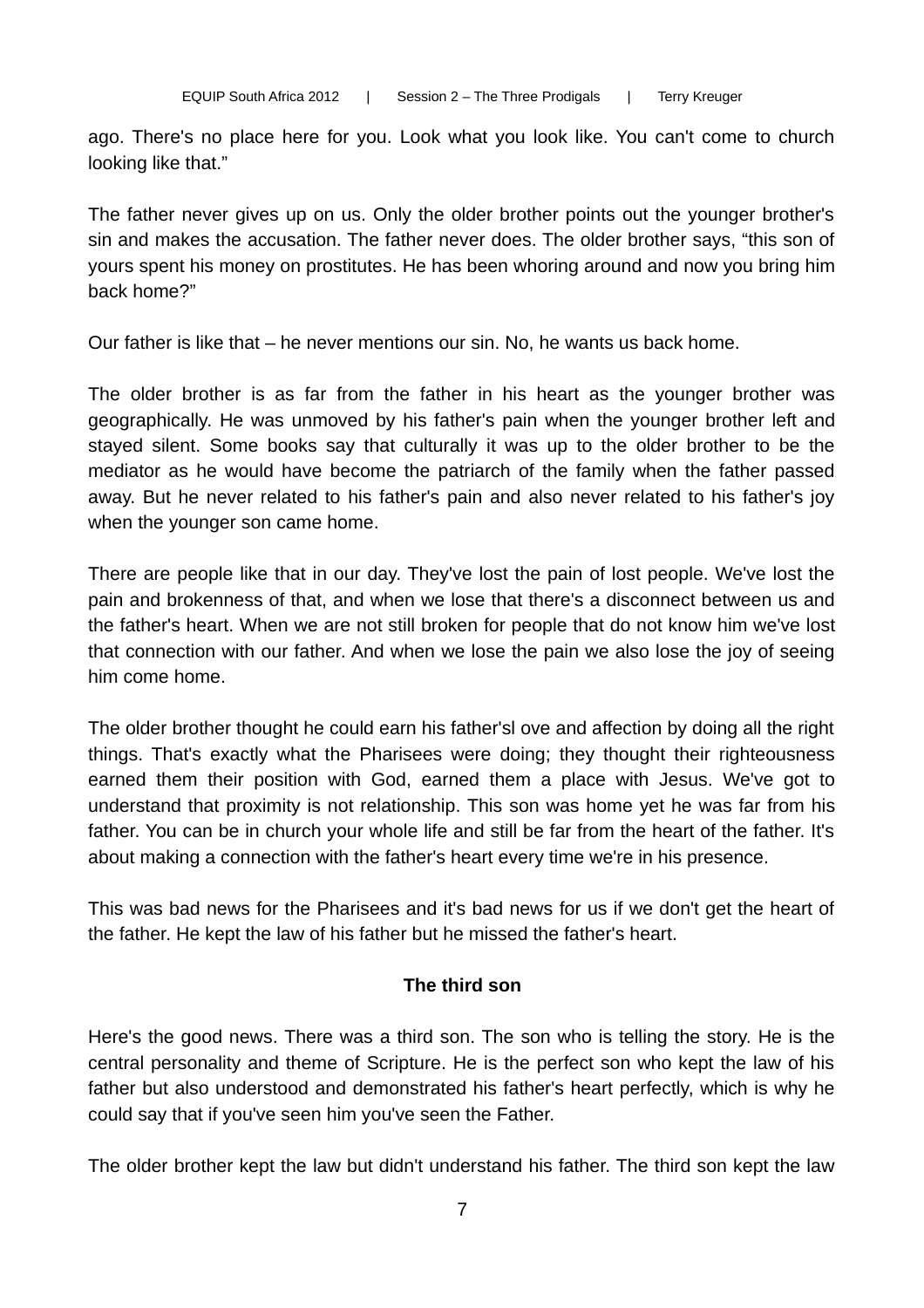ago. There's no place here for you. Look what you look like. You can't come to church looking like that."

The father never gives up on us. Only the older brother points out the younger brother's sin and makes the accusation. The father never does. The older brother says, "this son of yours spent his money on prostitutes. He has been whoring around and now you bring him back home?"

Our father is like that – he never mentions our sin. No, he wants us back home.

The older brother is as far from the father in his heart as the younger brother was geographically. He was unmoved by his father's pain when the younger brother left and stayed silent. Some books say that culturally it was up to the older brother to be the mediator as he would have become the patriarch of the family when the father passed away. But he never related to his father's pain and also never related to his father's joy when the younger son came home.

There are people like that in our day. They've lost the pain of lost people. We've lost the pain and brokenness of that, and when we lose that there's a disconnect between us and the father's heart. When we are not still broken for people that do not know him we've lost that connection with our father. And when we lose the pain we also lose the joy of seeing him come home.

The older brother thought he could earn his father'sl ove and affection by doing all the right things. That's exactly what the Pharisees were doing; they thought their righteousness earned them their position with God, earned them a place with Jesus. We've got to understand that proximity is not relationship. This son was home yet he was far from his father. You can be in church your whole life and still be far from the heart of the father. It's about making a connection with the father's heart every time we're in his presence.

This was bad news for the Pharisees and it's bad news for us if we don't get the heart of the father. He kept the law of his father but he missed the father's heart.

**The third son**

Here's the good news. There was a third son. The son who is telling the story. He is the central personality and theme of Scripture. He is the perfect son who kept the law of his father but also understood and demonstrated his father's heart perfectly, which is why he could say that if you've seen him you've seen the Father.

The older brother kept the law but didn't understand his father. The third son kept the law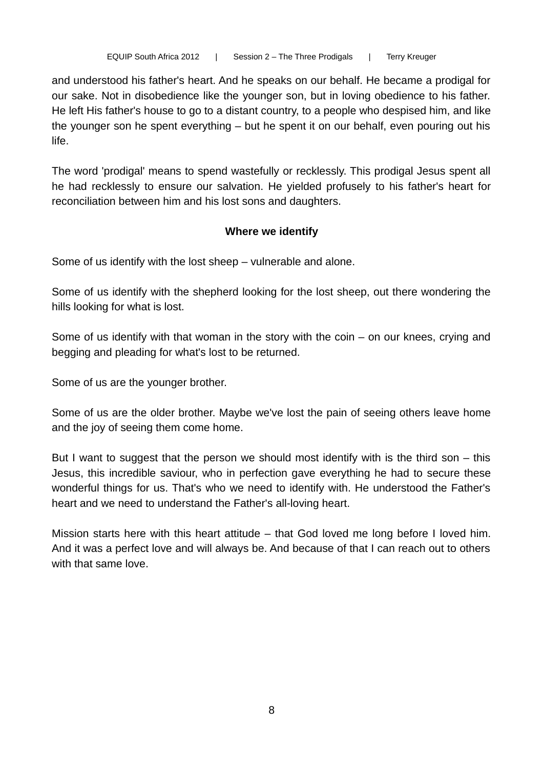and understood his father's heart. And he speaks on our behalf. He became a prodigal for our sake. Not in disobedience like the younger son, but in loving obedience to his father. He left His father's house to go to a distant country, to a people who despised him, and like the younger son he spent everything – but he spent it on our behalf, even pouring out his life.

The word 'prodigal' means to spend wastefully or recklessly. This prodigal Jesus spent all he had recklessly to ensure our salvation. He yielded profusely to his father's heart for reconciliation between him and his lost sons and daughters.

**Where we identify**

Some of us identify with the lost sheep – vulnerable and alone.

Some of us identify with the shepherd looking for the lost sheep, out there wondering the hills looking for what is lost.

Some of us identify with that woman in the story with the coin – on our knees, crying and begging and pleading for what's lost to be returned.

Some of us are the younger brother.

Some of us are the older brother. Maybe we've lost the pain of seeing others leave home and the joy of seeing them come home.

But I want to suggest that the person we should most identify with is the third son – this Jesus, this incredible saviour, who in perfection gave everything he had to secure these wonderful things for us. That's who we need to identify with. He understood the Father's heart and we need to understand the Father's all-loving heart.

Mission starts here with this heart attitude – that God loved me long before I loved him. And it was a perfect love and will always be. And because of that I can reach out to others with that same love.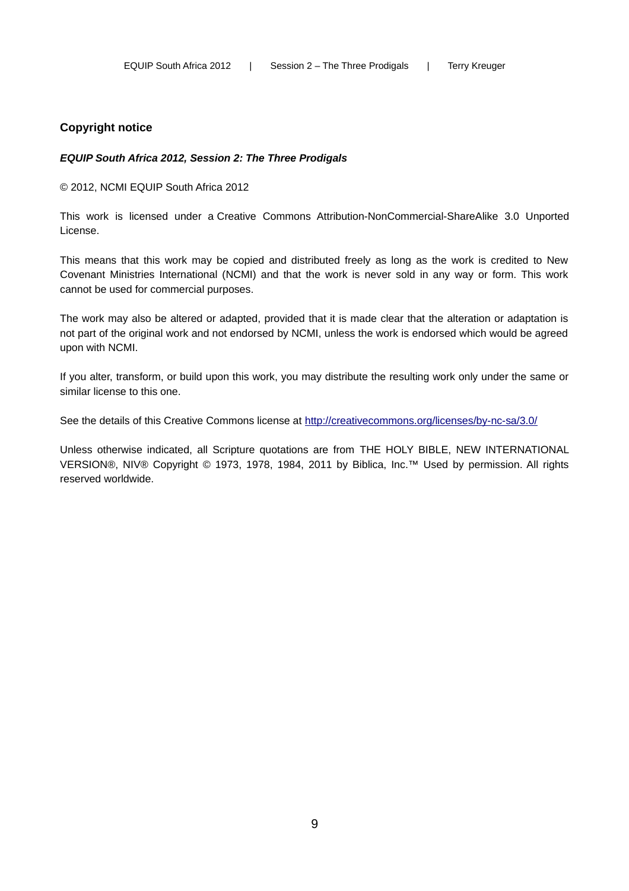### Copyright notice

***EQUIP South Africa 2012, Session 2: The Three Prodigals***

© 2012, NCMI EQUIP South Africa 2012

This work is licensed under a Creative Commons Attribution-NonCommercial-ShareAlike 3.0 Unported License.

This means that this work may be copied and distributed freely as long as the work is credited to New Covenant Ministries International (NCMI) and that the work is never sold in any way or form. This work cannot be used for commercial purposes.

The work may also be altered or adapted, provided that it is made clear that the alteration or adaptation is not part of the original work and not endorsed by NCMI, unless the work is endorsed which would be agreed upon with NCMI.

If you alter, transform, or build upon this work, you may distribute the resulting work only under the same or similar license to this one.

See the details of this Creative Commons license at http://creativecommons.org/licenses/by-nc-sa/3.0/

Unless otherwise indicated, all Scripture quotations are from THE HOLY BIBLE, NEW INTERNATIONAL VERSION®, NIV® Copyright © 1973, 1978, 1984, 2011 by Biblica, Inc.™ Used by permission. All rights reserved worldwide.